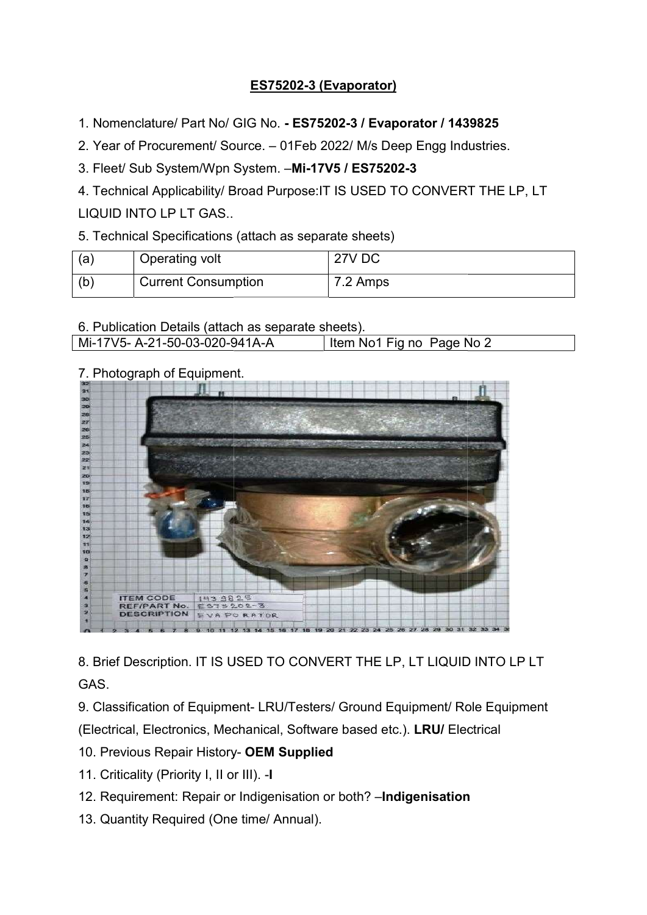# ES75202-3 (Evaporator)

1. Nomenclature/ Part No/ GIG No. **- ES75202-3 / Evaporator / 1439825**
2. Year of Procurement/ Source. – 01Feb 2022/ M/s Deep Engg Industries.
3. Fleet/ Sub System/Wpn System. –**Mi-17V5 / ES75202-3**
4. Technical Applicability/ Broad Purpose:IT IS USED TO CONVERT THE LP, LT LIQUID INTO LP LT GAS..
5. Technical Specifications (attach as separate sheets)

| (a) | Operating volt | 27V DC |
|---|---|---|
| (b) | Current Consumption | 7.2 Amps |

6. Publication Details (attach as separate sheets).

| Mi-17V5- A-21-50-03-020-941A-A | Item No1 Fig no Page No 2 |
|---|---|

7. Photograph of Equipment.

8. Brief Description. IT IS USED TO CONVERT THE LP, LT LIQUID INTO LP LT GAS.
9. Classification of Equipment- LRU/Testers/ Ground Equipment/ Role Equipment (Electrical, Electronics, Mechanical, Software based etc.). **LRU/** Electrical
10. Previous Repair History- **OEM Supplied**
11. Criticality (Priority I, II or III). -**I**
12. Requirement: Repair or Indigenisation or both? –**Indigenisation**
13. Quantity Required (One time/ Annual).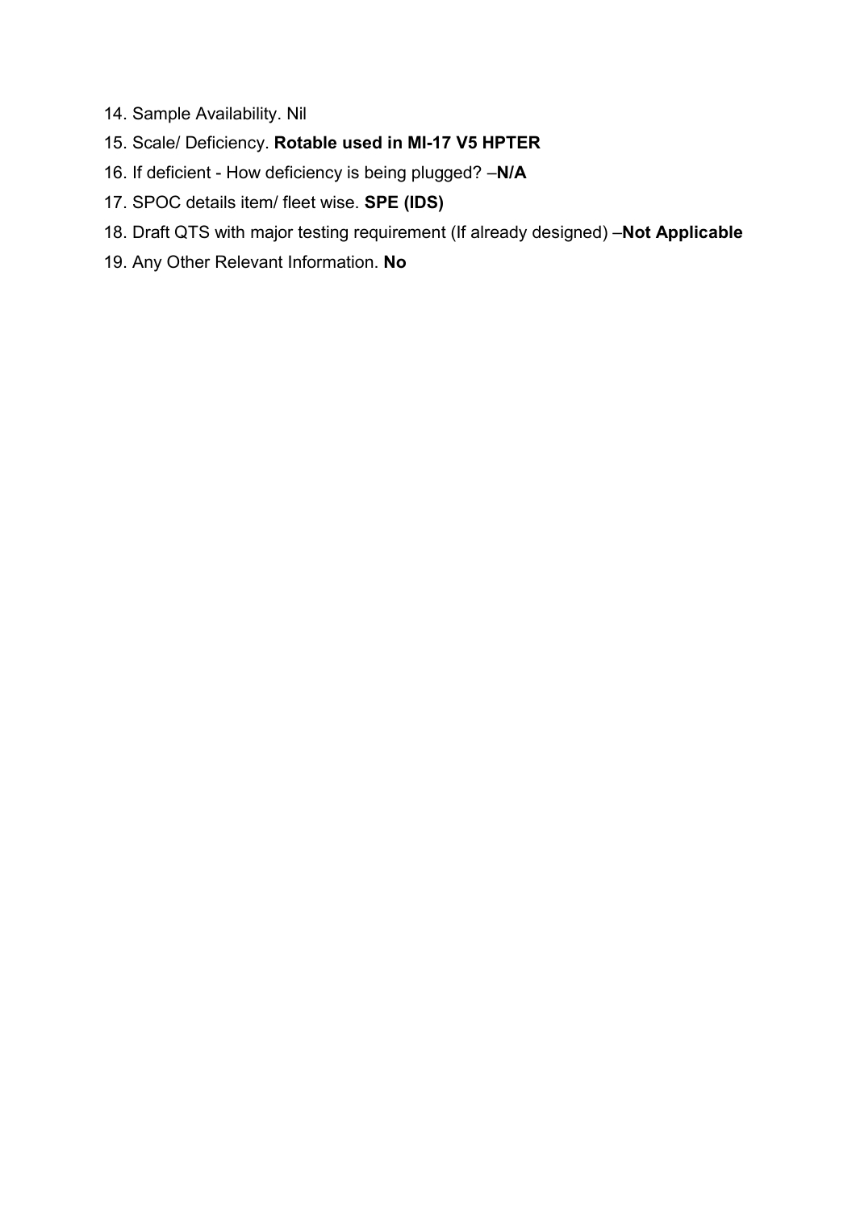14. Sample Availability. Nil
15. Scale/ Deficiency. **Rotable used in MI-17 V5 HPTER**
16. If deficient - How deficiency is being plugged? –**N/A**
17. SPOC details item/ fleet wise. **SPE (IDS)**
18. Draft QTS with major testing requirement (If already designed) –**Not Applicable**
19. Any Other Relevant Information. **No**